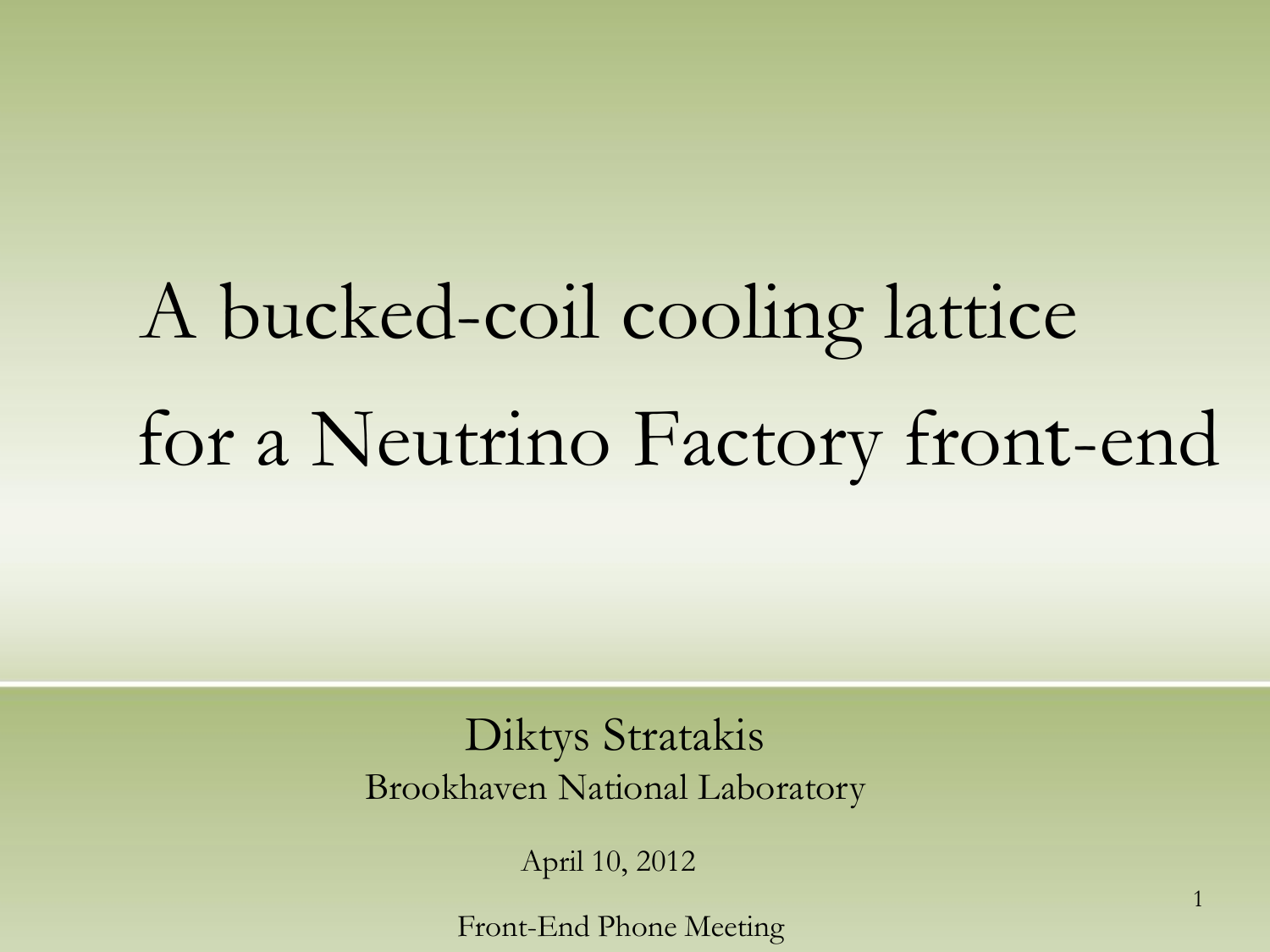# A bucked-coil cooling lattice for a Neutrino Factory front-end

Diktys Stratakis

Brookhaven National Laboratory

April 10, 2012

Front-End Phone Meeting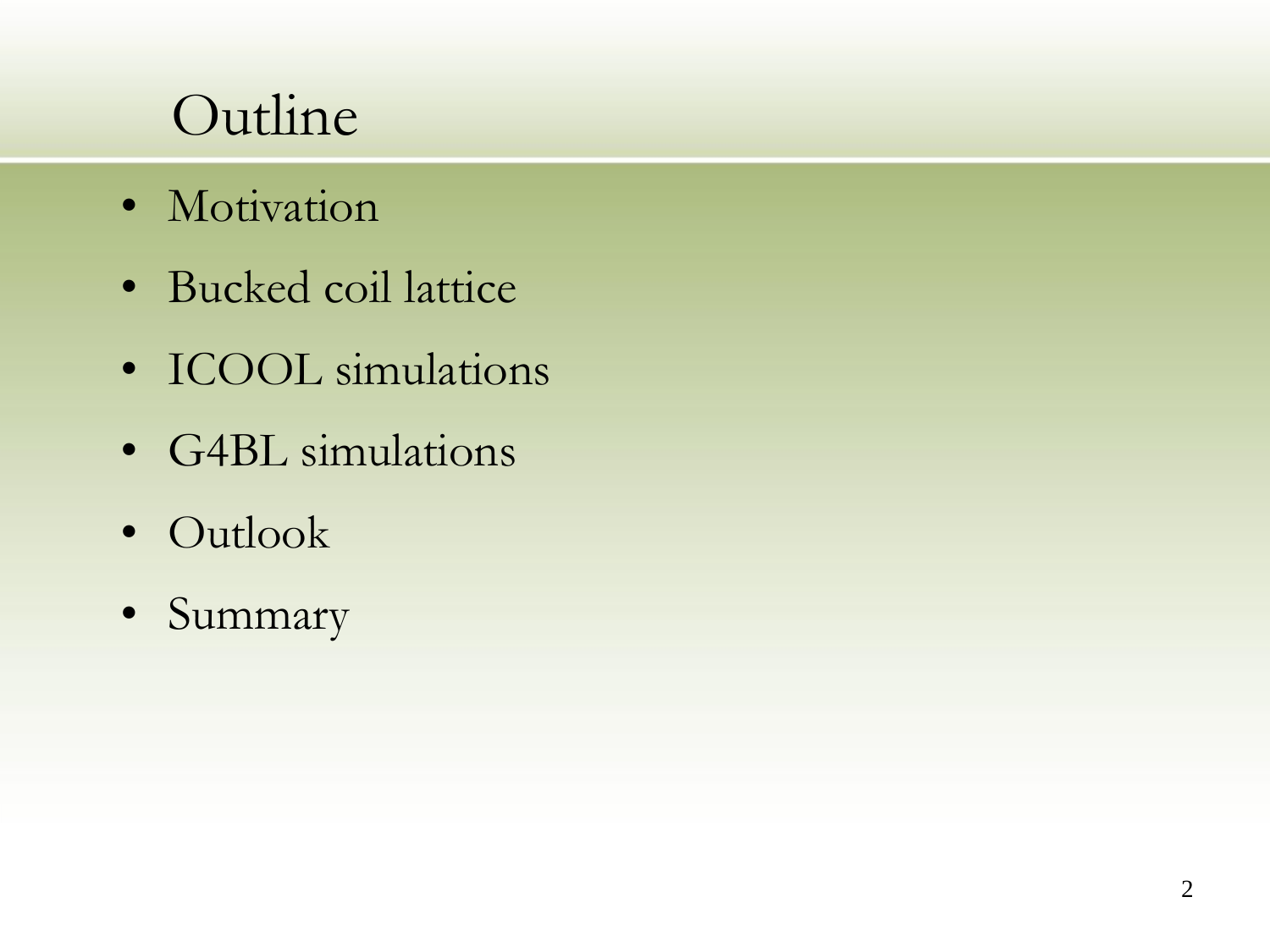# Outline

- Motivation
- Bucked coil lattice
- ICOOL simulations
- G4BL simulations
- Outlook
- Summary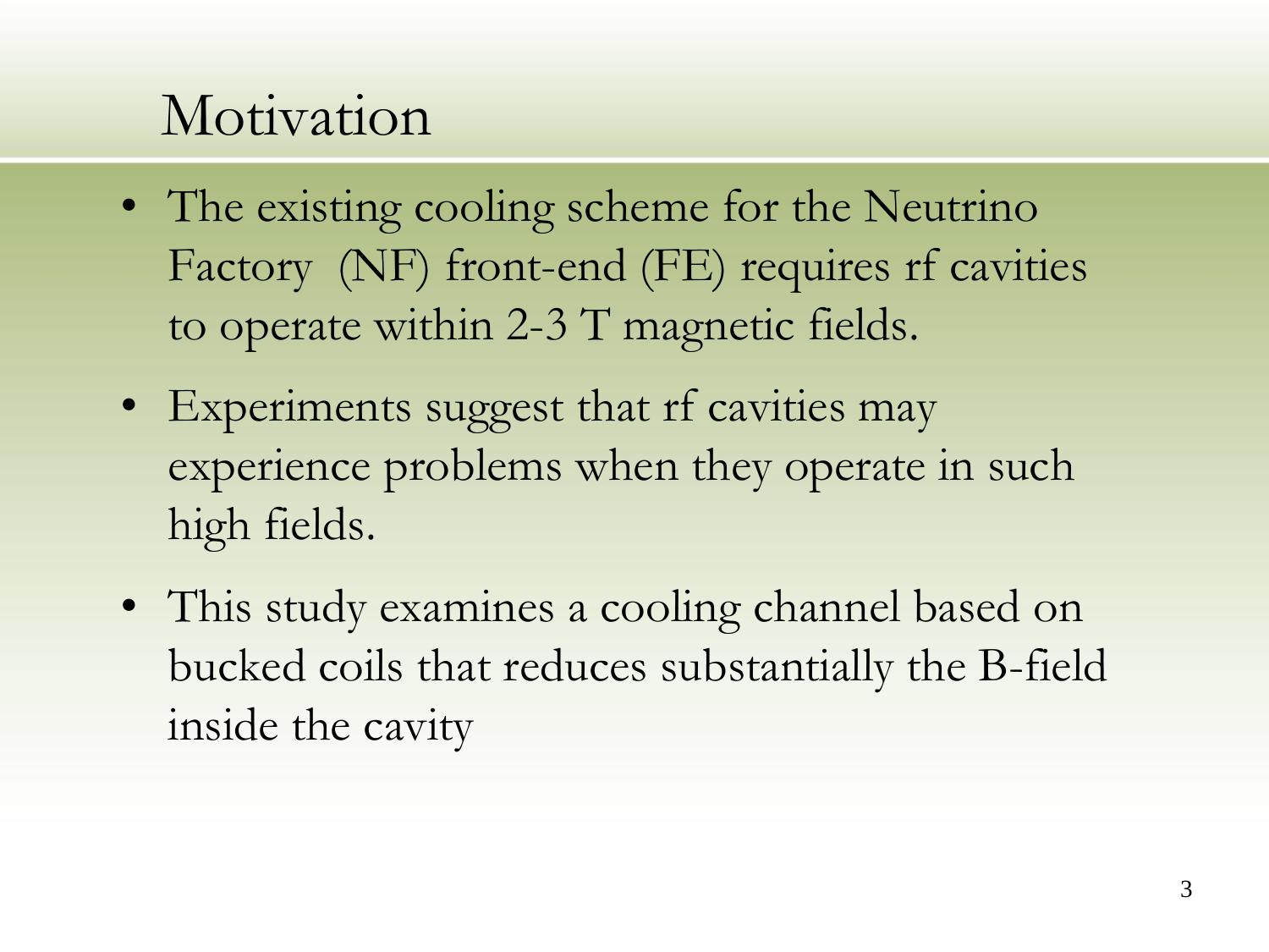# Motivation

- The existing cooling scheme for the Neutrino Factory  (NF) front-end (FE) requires rf cavities to operate within 2-3 T magnetic fields.
- Experiments suggest that rf cavities may experience problems when they operate in such high fields.
- This study examines a cooling channel based on bucked coils that reduces substantially the B-field inside the cavity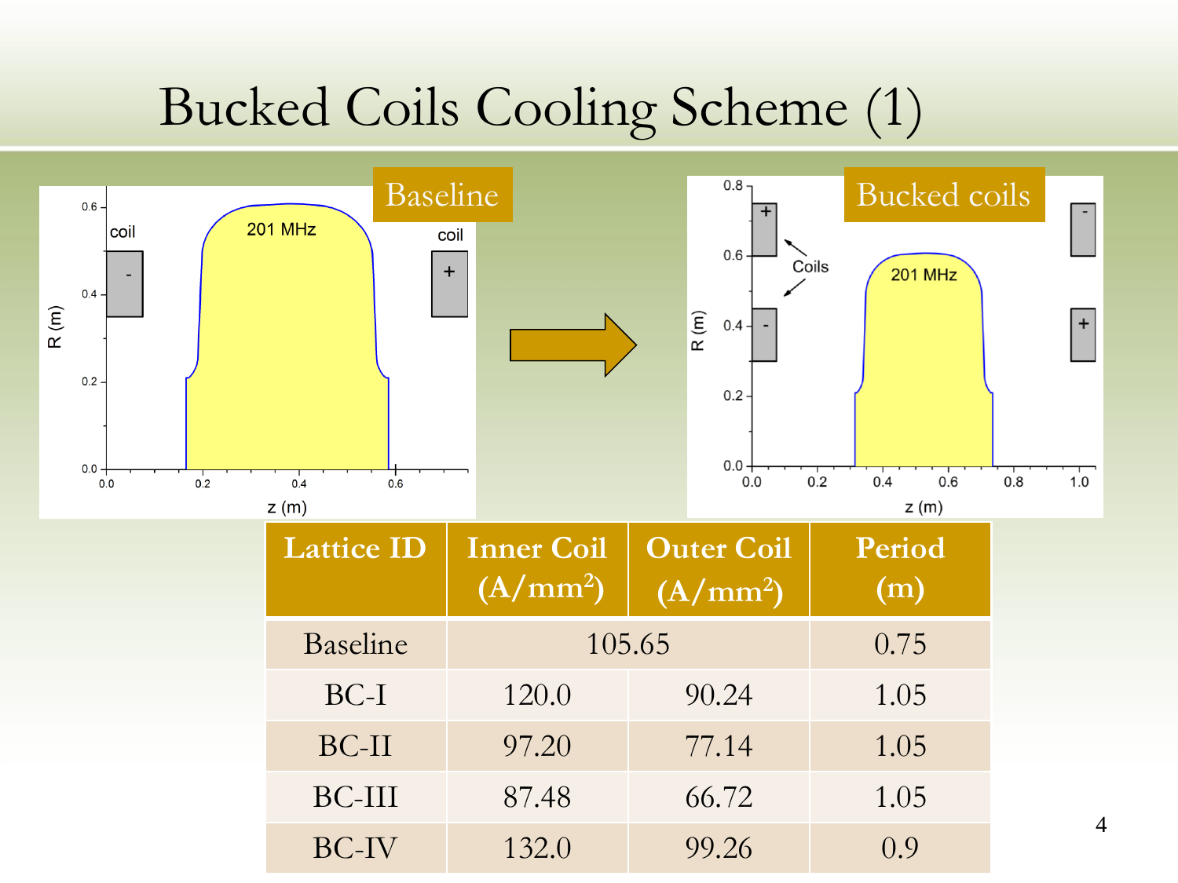# Bucked Coils Cooling Scheme (1)

Baseline → Bucked coils

| Lattice ID | Inner Coil (A/mm²) | Outer Coil (A/mm²) | Period (m) |
|---|---|---|---|
| Baseline | 105.65 | | 0.75 |
| BC-I | 120.0 | 90.24 | 1.05 |
| BC-II | 97.20 | 77.14 | 1.05 |
| BC-III | 87.48 | 66.72 | 1.05 |
| BC-IV | 132.0 | 99.26 | 0.9 |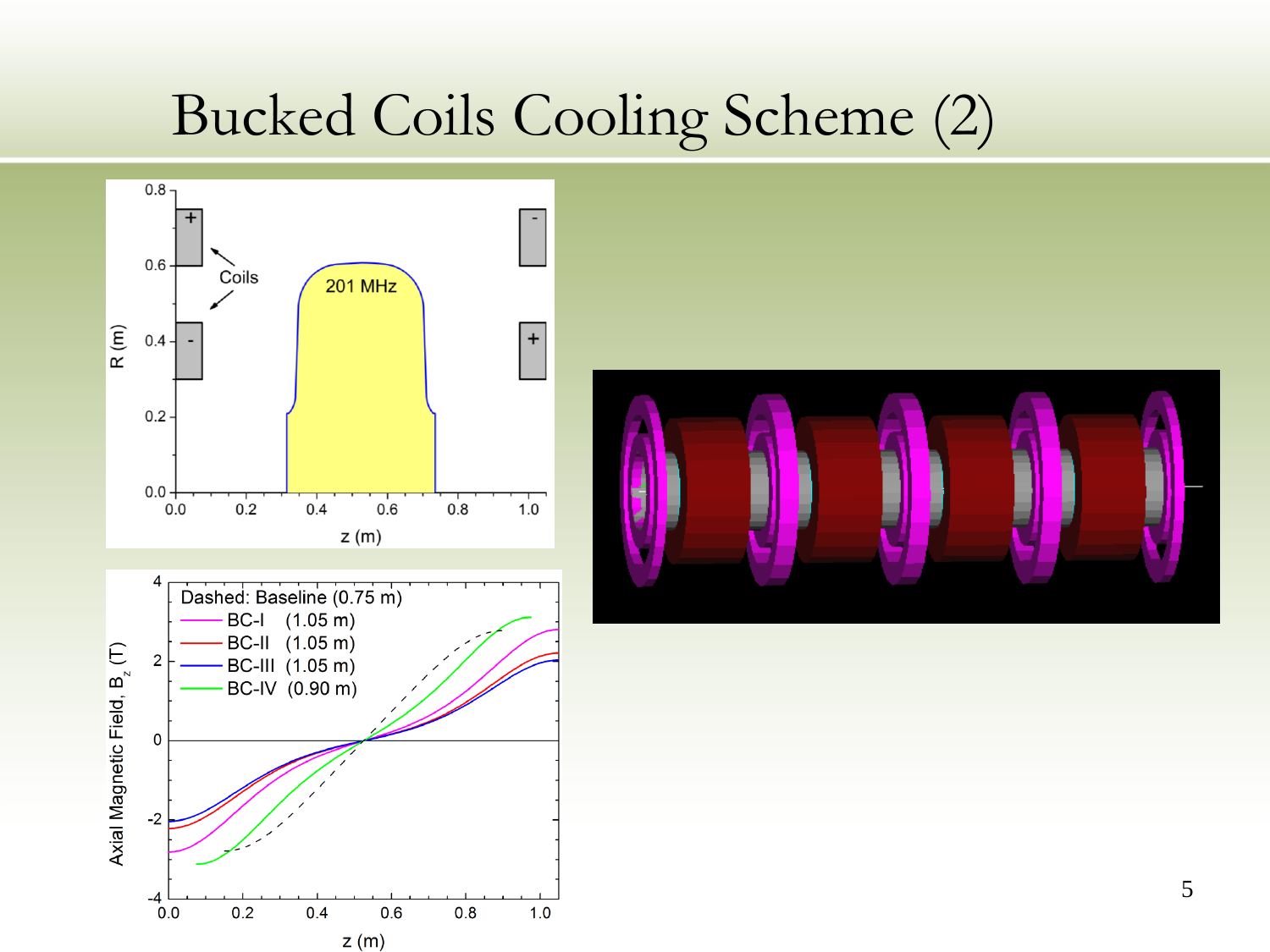# Bucked Coils Cooling Scheme (2)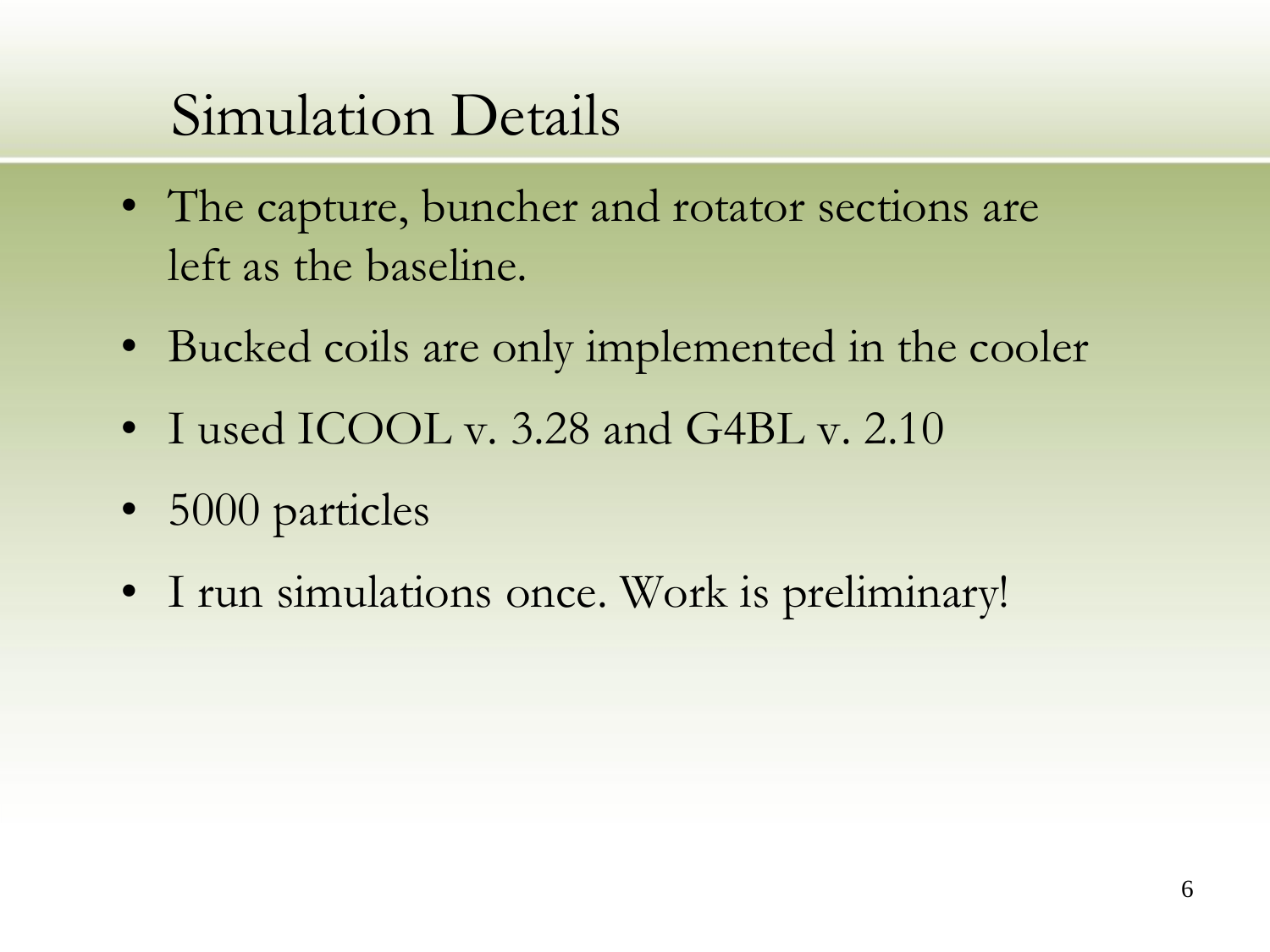# Simulation Details

- The capture, buncher and rotator sections are left as the baseline.
- Bucked coils are only implemented in the cooler
- I used ICOOL v. 3.28 and G4BL v. 2.10
- 5000 particles
- I run simulations once. Work is preliminary!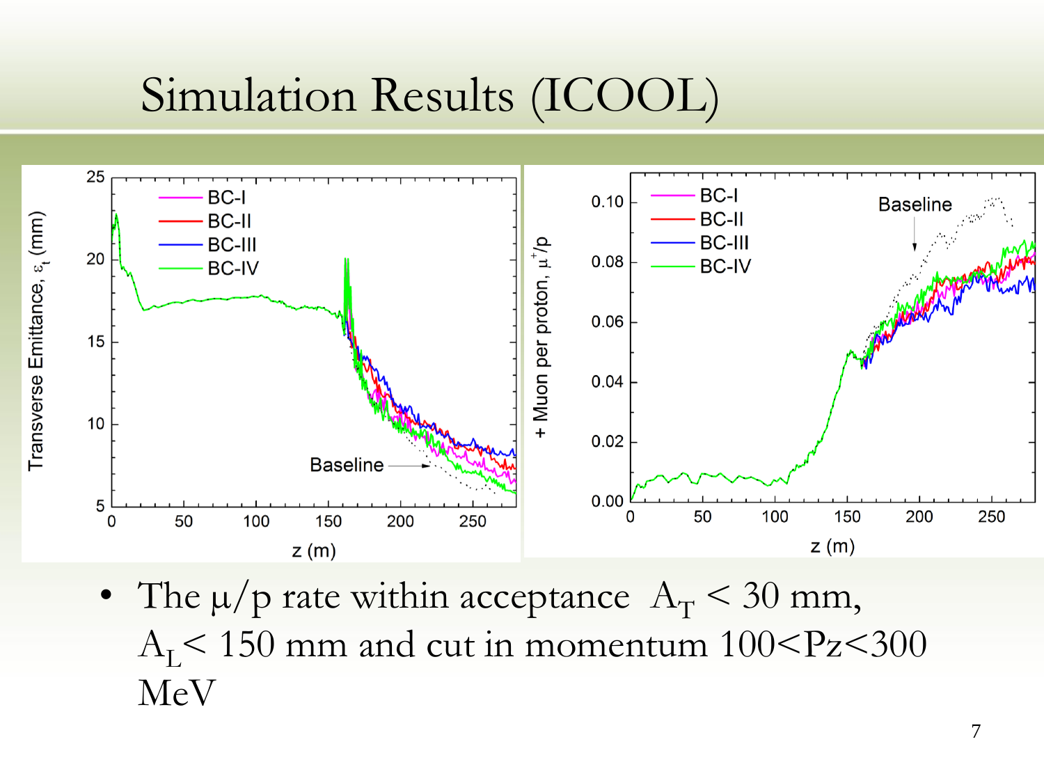# Simulation Results (ICOOL)

- The μ/p rate within acceptance $A_T < 30$ mm, $A_L < 150$ mm and cut in momentum $100 < Pz < 300$ MeV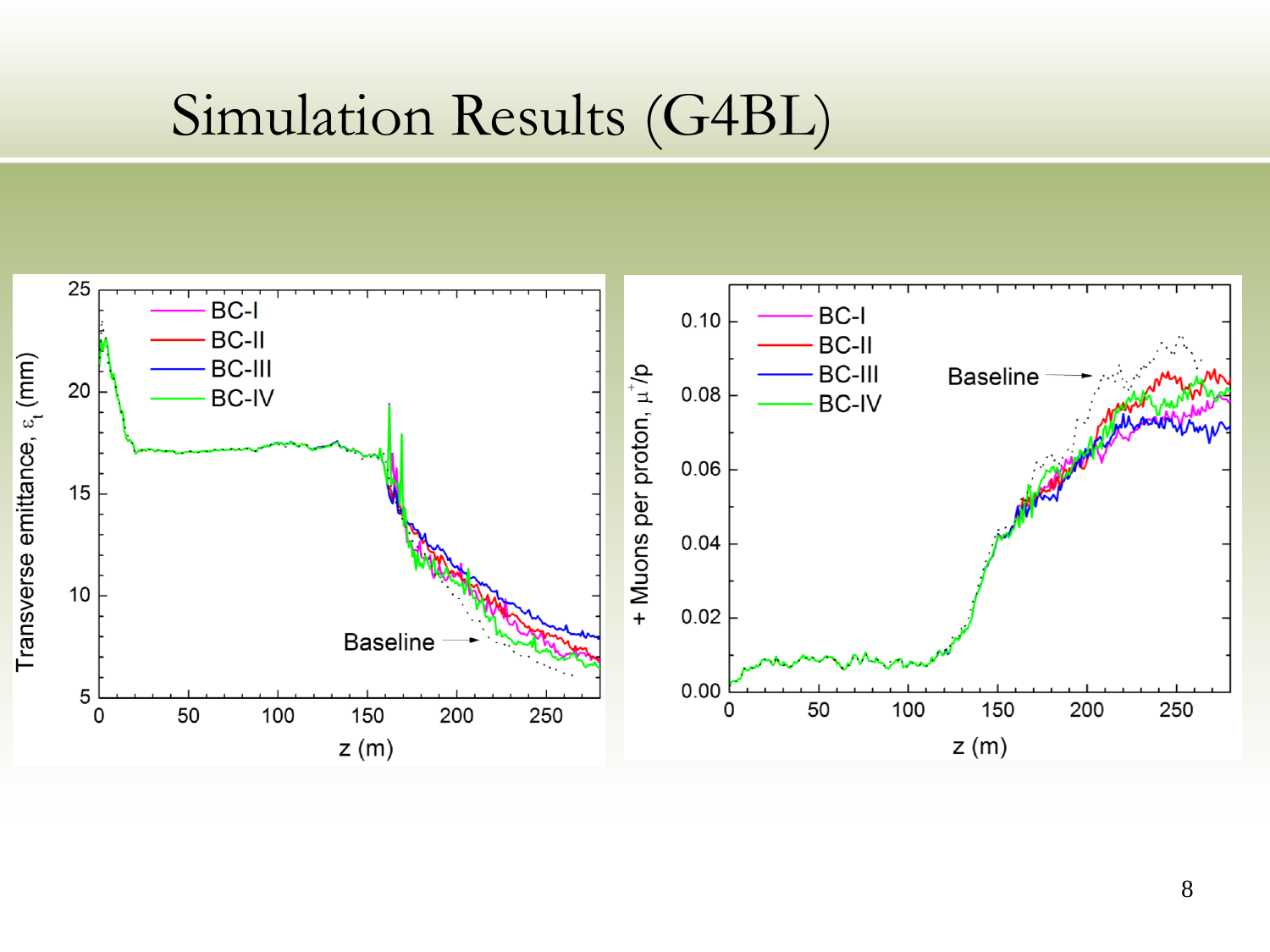# Simulation Results (G4BL)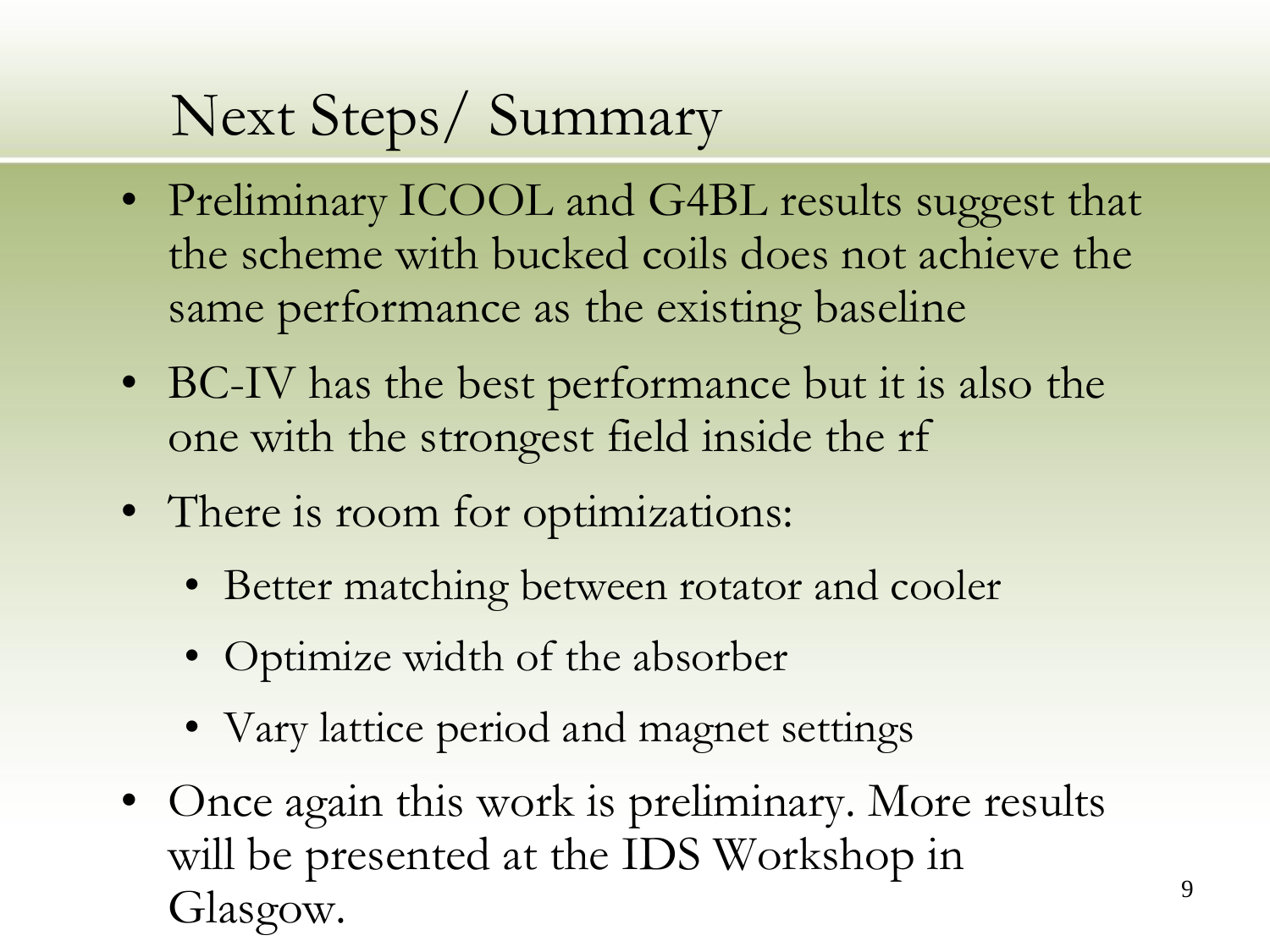# Next Steps/ Summary

- Preliminary ICOOL and G4BL results suggest that the scheme with bucked coils does not achieve the same performance as the existing baseline
- BC-IV has the best performance but it is also the one with the strongest field inside the rf
- There is room for optimizations:
  - Better matching between rotator and cooler
  - Optimize width of the absorber
  - Vary lattice period and magnet settings
- Once again this work is preliminary. More results will be presented at the IDS Workshop in Glasgow.